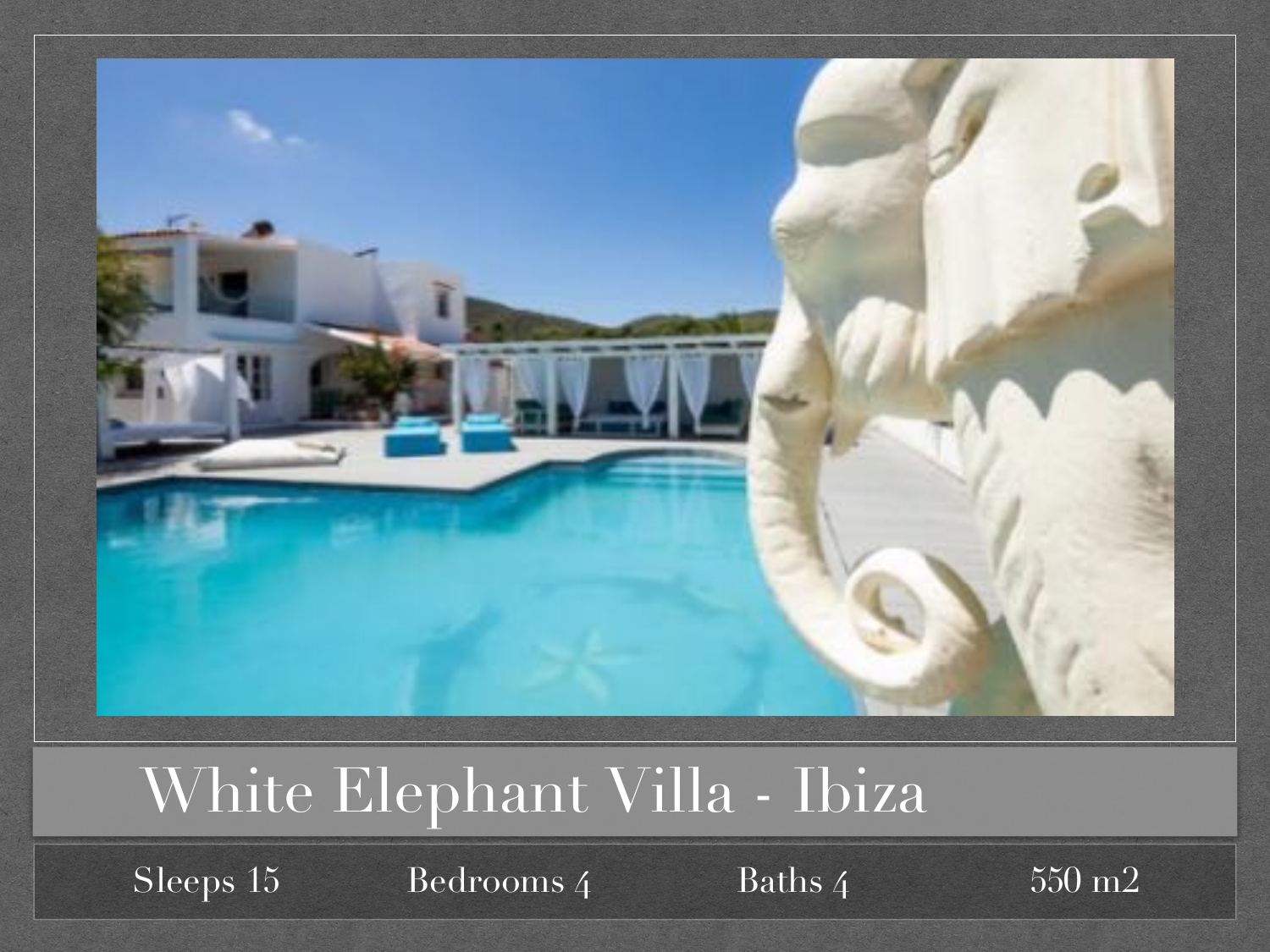# White Elephant Villa - Ibiza

| Sleeps 15 | Bedrooms 4 | Baths 4 | 550 m2 |
| --- | --- | --- | --- |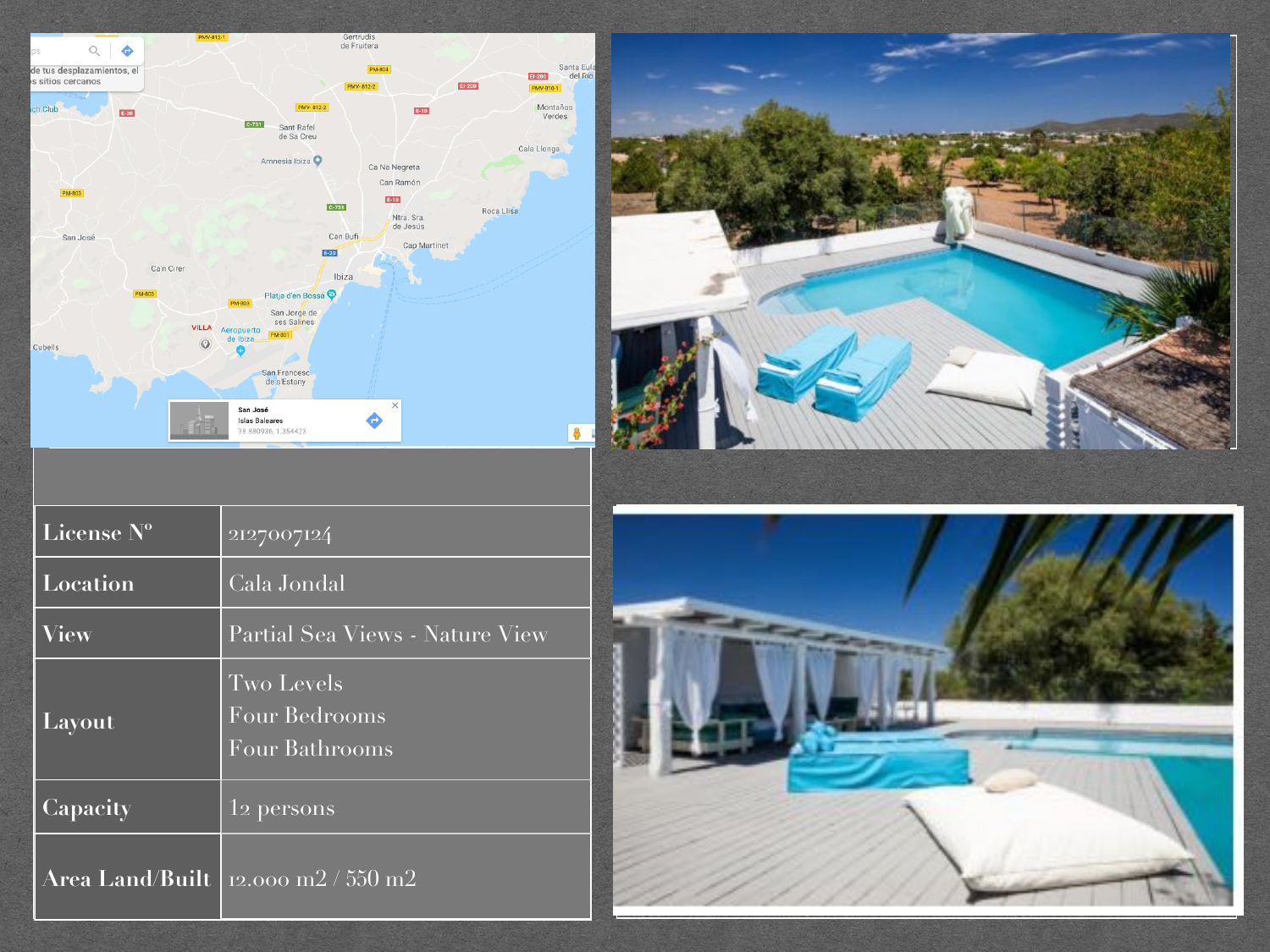| License Nº | 2127007124 |
| --- | --- |
| Location | Cala Jondal |
| View | Partial Sea Views - Nature View |
| Layout | Two Levels<br>Four Bedrooms<br>Four Bathrooms |
| Capacity | 12 persons |
| Area Land/Built | 12.000 m2 / 550 m2 |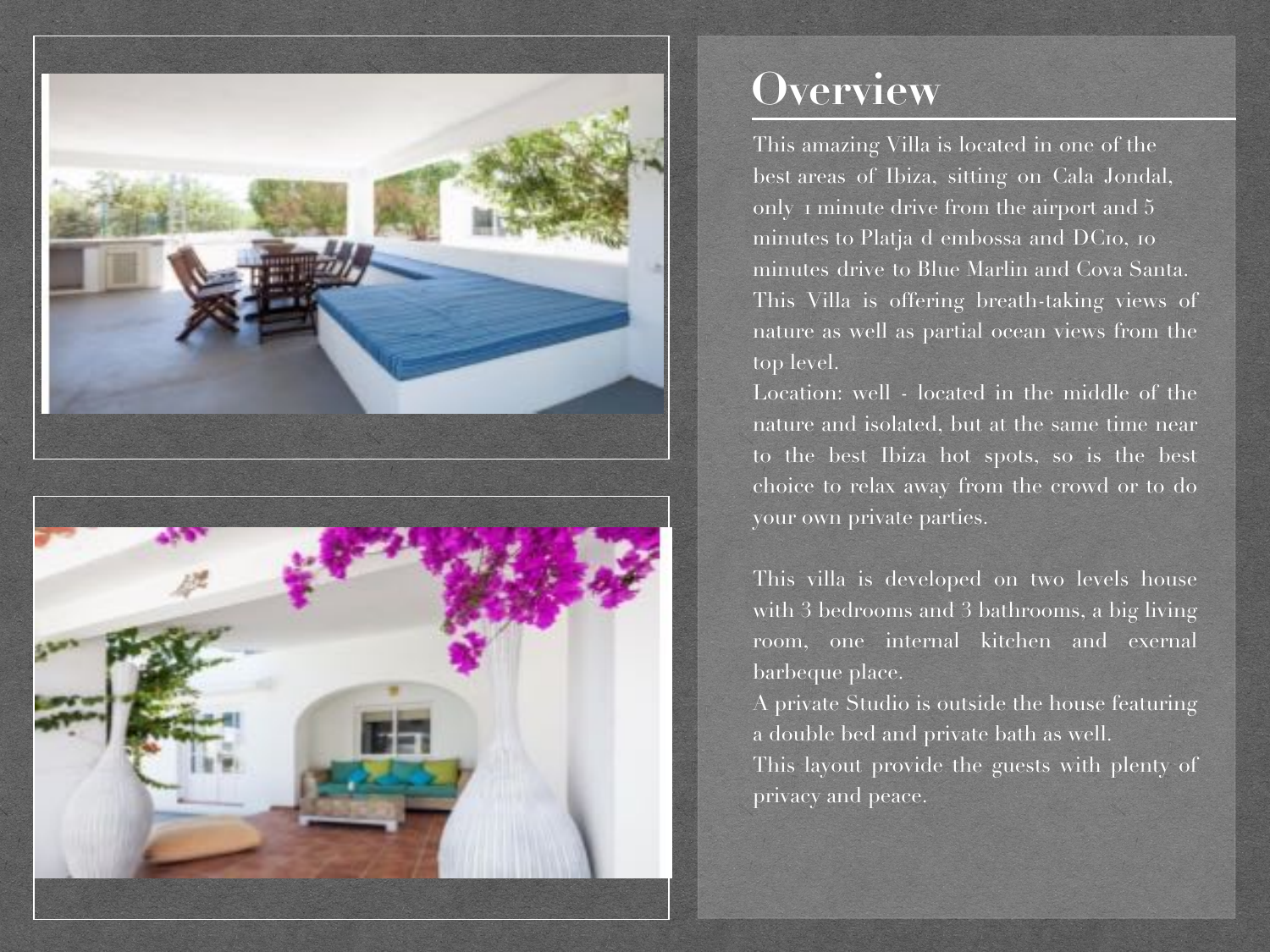# Overview

This amazing Villa is located in one of the best areas of Ibiza, sitting on Cala Jondal, only 1 minute drive from the airport and 5 minutes to Platja d embossa and DC10, 10 minutes drive to Blue Marlin and Cova Santa. This Villa is offering breath-taking views of nature as well as partial ocean views from the top level.

Location: well - located in the middle of the nature and isolated, but at the same time near to the best Ibiza hot spots, so is the best choice to relax away from the crowd or to do your own private parties.

This villa is developed on two levels house with 3 bedrooms and 3 bathrooms, a big living room, one internal kitchen and exernal barbeque place.

A private Studio is outside the house featuring a double bed and private bath as well.

This layout provide the guests with plenty of privacy and peace.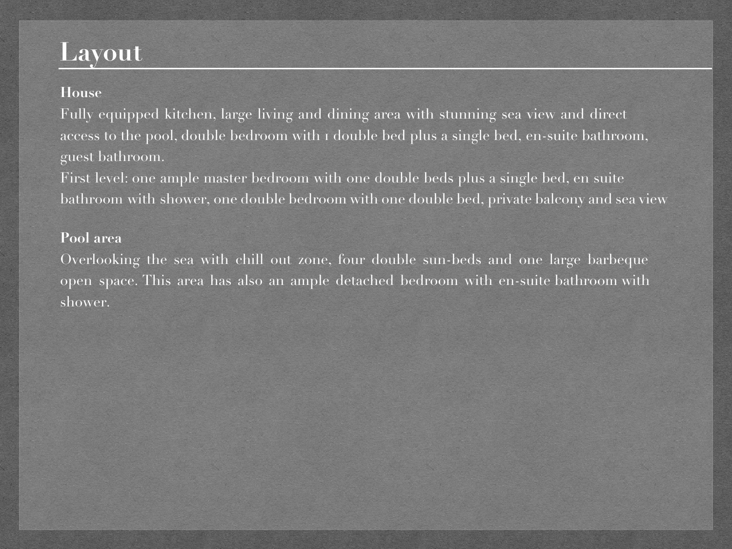# Layout

**House**

Fully equipped kitchen, large living and dining area with stunning sea view and direct access to the pool, double bedroom with 1 double bed plus a single bed, en-suite bathroom, guest bathroom.

First level: one ample master bedroom with one double beds plus a single bed, en suite bathroom with shower, one double bedroom with one double bed, private balcony and sea view

**Pool area**

Overlooking the sea with chill out zone, four double sun-beds and one large barbeque open space. This area has also an ample detached bedroom with en-suite bathroom with shower.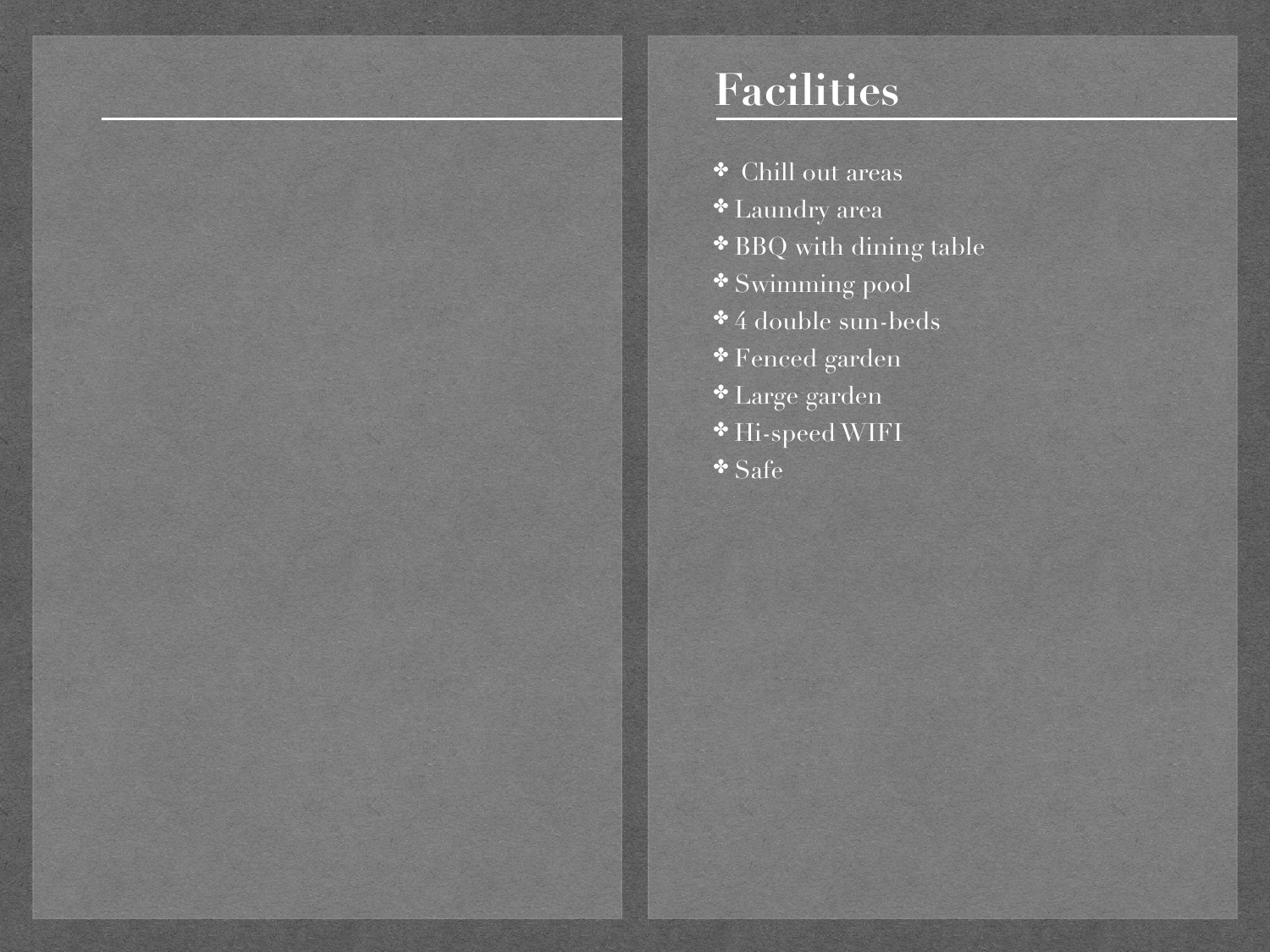# Facilities

- Chill out areas
- Laundry area
- BBQ with dining table
- Swimming pool
- 4 double sun-beds
- Fenced garden
- Large garden
- Hi-speed WIFI
- Safe